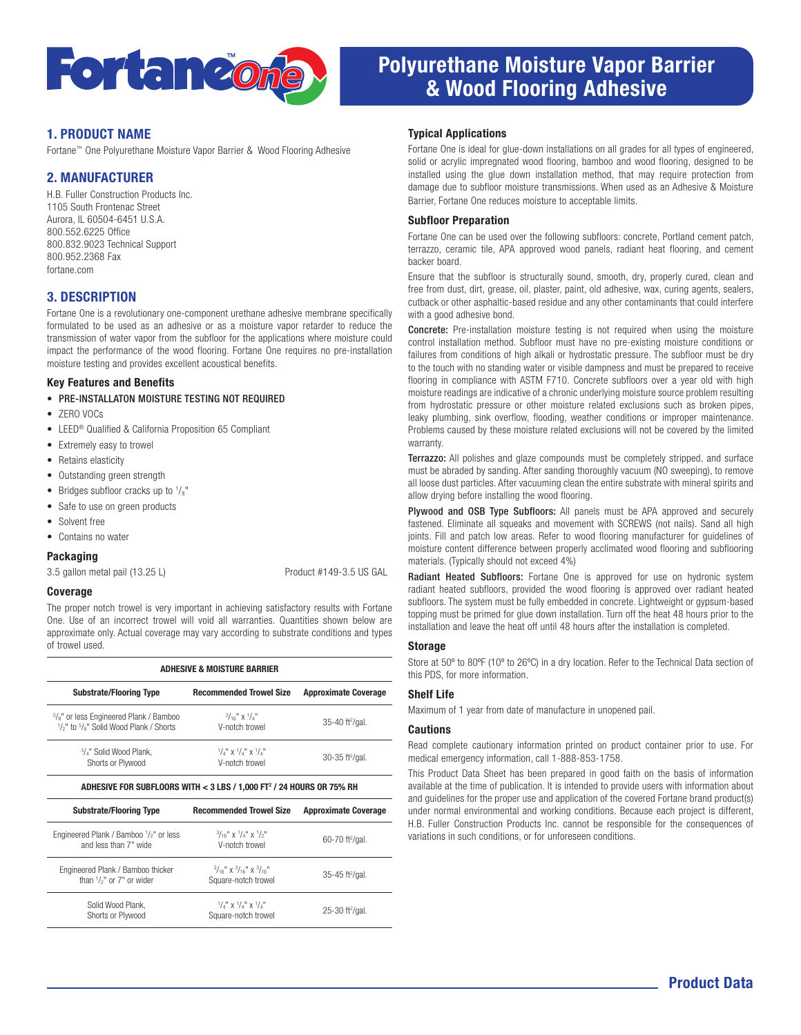# Polyurethane Moisture Vapor Barrier & Wood Flooring Adhesive

## 1. PRODUCT NAME

Fortane™ One Polyurethane Moisture Vapor Barrier & Wood Flooring Adhesive

## 2. MANUFACTURER

H.B. Fuller Construction Products Inc.
1105 South Frontenac Street
Aurora, IL 60504-6451 U.S.A.
800.552.6225 Office
800.832.9023 Technical Support
800.952.2368 Fax
fortane.com

## 3. DESCRIPTION

Fortane One is a revolutionary one-component urethane adhesive membrane specifically formulated to be used as an adhesive or as a moisture vapor retarder to reduce the transmission of water vapor from the subfloor for the applications where moisture could impact the performance of the wood flooring. Fortane One requires no pre-installation moisture testing and provides excellent acoustical benefits.

### Key Features and Benefits

- PRE-INSTALLATON MOISTURE TESTING NOT REQUIRED
- ZERO VOCs
- LEED® Qualified & California Proposition 65 Compliant
- Extremely easy to trowel
- Retains elasticity
- Outstanding green strength
- Bridges subfloor cracks up to 1/8"
- Safe to use on green products
- Solvent free
- Contains no water

### Packaging

3.5 gallon metal pail (13.25 L) — Product #149-3.5 US GAL

### Coverage

The proper notch trowel is very important in achieving satisfactory results with Fortane One. Use of an incorrect trowel will void all warranties. Quantities shown below are approximate only. Actual coverage may vary according to substrate conditions and types of trowel used.

**ADHESIVE & MOISTURE BARRIER**

| Substrate/Flooring Type | Recommended Trowel Size | Approximate Coverage |
|---|---|---|
| 5/8" or less Engineered Plank / Bamboo 1/2" to 5/8" Solid Wood Plank / Shorts | 3/16" x 1/4" V-notch trowel | 35-40 ft²/gal. |
| 3/4" Solid Wood Plank, Shorts or Plywood | 1/4" x 1/4" x 1/4" V-notch trowel | 30-35 ft²/gal. |

**ADHESIVE FOR SUBFLOORS WITH < 3 LBS / 1,000 FT² / 24 HOURS OR 75% RH**

| Substrate/Flooring Type | Recommended Trowel Size | Approximate Coverage |
|---|---|---|
| Engineered Plank / Bamboo 1/2" or less and less than 7" wide | 3/16" x 1/4" x 1/2" V-notch trowel | 60-70 ft²/gal. |
| Engineered Plank / Bamboo thicker than 1/2" or 7" or wider | 3/16" x 3/16" x 3/16" Square-notch trowel | 35-45 ft²/gal. |
| Solid Wood Plank, Shorts or Plywood | 1/4" x 1/4" x 1/4" Square-notch trowel | 25-30 ft²/gal. |

### Typical Applications

Fortane One is ideal for glue-down installations on all grades for all types of engineered, solid or acrylic impregnated wood flooring, bamboo and wood flooring, designed to be installed using the glue down installation method, that may require protection from damage due to subfloor moisture transmissions. When used as an Adhesive & Moisture Barrier, Fortane One reduces moisture to acceptable limits.

### Subfloor Preparation

Fortane One can be used over the following subfloors: concrete, Portland cement patch, terrazzo, ceramic tile, APA approved wood panels, radiant heat flooring, and cement backer board.

Ensure that the subfloor is structurally sound, smooth, dry, properly cured, clean and free from dust, dirt, grease, oil, plaster, paint, old adhesive, wax, curing agents, sealers, cutback or other asphaltic-based residue and any other contaminants that could interfere with a good adhesive bond.

**Concrete:** Pre-installation moisture testing is not required when using the moisture control installation method. Subfloor must have no pre-existing moisture conditions or failures from conditions of high alkali or hydrostatic pressure. The subfloor must be dry to the touch with no standing water or visible dampness and must be prepared to receive flooring in compliance with ASTM F710. Concrete subfloors over a year old with high moisture readings are indicative of a chronic underlying moisture source problem resulting from hydrostatic pressure or other moisture related exclusions such as broken pipes, leaky plumbing, sink overflow, flooding, weather conditions or improper maintenance. Problems caused by these moisture related exclusions will not be covered by the limited warranty.

**Terrazzo:** All polishes and glaze compounds must be completely stripped, and surface must be abraded by sanding. After sanding thoroughly vacuum (NO sweeping), to remove all loose dust particles. After vacuuming clean the entire substrate with mineral spirits and allow drying before installing the wood flooring.

**Plywood and OSB Type Subfloors:** All panels must be APA approved and securely fastened. Eliminate all squeaks and movement with SCREWS (not nails). Sand all high joints. Fill and patch low areas. Refer to wood flooring manufacturer for guidelines of moisture content difference between properly acclimated wood flooring and subflooring materials. (Typically should not exceed 4%)

**Radiant Heated Subfloors:** Fortane One is approved for use on hydronic system radiant heated subfloors, provided the wood flooring is approved over radiant heated subfloors. The system must be fully embedded in concrete. Lightweight or gypsum-based topping must be primed for glue down installation. Turn off the heat 48 hours prior to the installation and leave the heat off until 48 hours after the installation is completed.

### Storage

Store at 50º to 80ºF (10º to 26ºC) in a dry location. Refer to the Technical Data section of this PDS, for more information.

### Shelf Life

Maximum of 1 year from date of manufacture in unopened pail.

### Cautions

Read complete cautionary information printed on product container prior to use. For medical emergency information, call 1-888-853-1758.

This Product Data Sheet has been prepared in good faith on the basis of information available at the time of publication. It is intended to provide users with information about and guidelines for the proper use and application of the covered Fortane brand product(s) under normal environmental and working conditions. Because each project is different, H.B. Fuller Construction Products Inc. cannot be responsible for the consequences of variations in such conditions, or for unforeseen conditions.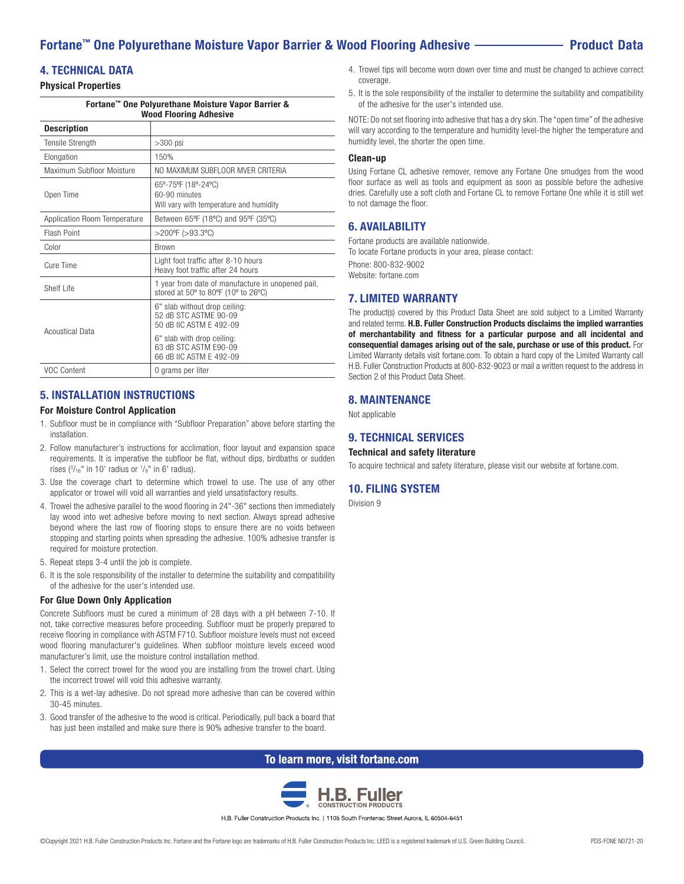## 4. TECHNICAL DATA

### Physical Properties

| Fortane™ One Polyurethane Moisture Vapor Barrier & Wood Flooring Adhesive | |
|---|---|
| **Description** | |
| Tensile Strength | >300 psi |
| Elongation | 150% |
| Maximum Subfloor Moisture | NO MAXIMUM SUBFLOOR MVER CRITERIA |
| Open Time | 65º-75ºF (18º-24ºC)<br>60-90 minutes<br>Will vary with temperature and humidity |
| Application Room Temperature | Between 65ºF (18ºC) and 95ºF (35ºC) |
| Flash Point | >200ºF (>93.3ºC) |
| Color | Brown |
| Cure Time | Light foot traffic after 8-10 hours<br>Heavy foot traffic after 24 hours |
| Shelf Life | 1 year from date of manufacture in unopened pail, stored at 50º to 80ºF (10º to 26ºC) |
| Acoustical Data | 6" slab without drop ceiling:<br>52 dB STC ASTME 90-09<br>50 dB IIC ASTM E 492-09<br>6" slab with drop ceiling:<br>63 dB STC ASTM E90-09<br>66 dB IIC ASTM E 492-09 |
| VOC Content | 0 grams per liter |

## 5. INSTALLATION INSTRUCTIONS

### For Moisture Control Application

1. Subfloor must be in compliance with "Subfloor Preparation" above before starting the installation.
2. Follow manufacturer's instructions for acclimation, floor layout and expansion space requirements. It is imperative the subfloor be flat, without dips, birdbaths or sudden rises (3/16" in 10' radius or 1/8" in 6' radius).
3. Use the coverage chart to determine which trowel to use. The use of any other applicator or trowel will void all warranties and yield unsatisfactory results.
4. Trowel the adhesive parallel to the wood flooring in 24"-36" sections then immediately lay wood into wet adhesive before moving to next section. Always spread adhesive beyond where the last row of flooring stops to ensure there are no voids between stopping and starting points when spreading the adhesive. 100% adhesive transfer is required for moisture protection.
5. Repeat steps 3-4 until the job is complete.
6. It is the sole responsibility of the installer to determine the suitability and compatibility of the adhesive for the user's intended use.

### For Glue Down Only Application

Concrete Subfloors must be cured a minimum of 28 days with a pH between 7-10. If not, take corrective measures before proceeding. Subfloor must be properly prepared to receive flooring in compliance with ASTM F710. Subfloor moisture levels must not exceed wood flooring manufacturer's guidelines. When subfloor moisture levels exceed wood manufacturer's limit, use the moisture control installation method.

1. Select the correct trowel for the wood you are installing from the trowel chart. Using the incorrect trowel will void this adhesive warranty.
2. This is a wet-lay adhesive. Do not spread more adhesive than can be covered within 30-45 minutes.
3. Good transfer of the adhesive to the wood is critical. Periodically, pull back a board that has just been installed and make sure there is 90% adhesive transfer to the board.
4. Trowel tips will become worn down over time and must be changed to achieve correct coverage.
5. It is the sole responsibility of the installer to determine the suitability and compatibility of the adhesive for the user's intended use.

NOTE: Do not set flooring into adhesive that has a dry skin. The "open time" of the adhesive will vary according to the temperature and humidity level-the higher the temperature and humidity level, the shorter the open time.

### Clean-up

Using Fortane CL adhesive remover, remove any Fortane One smudges from the wood floor surface as well as tools and equipment as soon as possible before the adhesive dries. Carefully use a soft cloth and Fortane CL to remove Fortane One while it is still wet to not damage the floor.

## 6. AVAILABILITY

Fortane products are available nationwide.
To locate Fortane products in your area, please contact:
Phone: 800-832-9002
Website: fortane.com

## 7. LIMITED WARRANTY

The product(s) covered by this Product Data Sheet are sold subject to a Limited Warranty and related terms. **H.B. Fuller Construction Products disclaims the implied warranties of merchantability and fitness for a particular purpose and all incidental and consequential damages arising out of the sale, purchase or use of this product.** For Limited Warranty details visit fortane.com. To obtain a hard copy of the Limited Warranty call H.B. Fuller Construction Products at 800-832-9023 or mail a written request to the address in Section 2 of this Product Data Sheet.

## 8. MAINTENANCE

Not applicable

## 9. TECHNICAL SERVICES

### Technical and safety literature

To acquire technical and safety literature, please visit our website at fortane.com.

## 10. FILING SYSTEM

Division 9

**To learn more, visit fortane.com**

H.B. Fuller Construction Products

H.B. Fuller Construction Products Inc. | 1105 South Frontenac Street Aurora, IL 60504-6451

©Copyright 2021 H.B. Fuller Construction Products Inc. Fortane and the Fortane logo are trademarks of H.B. Fuller Construction Products Inc. LEED is a registered trademark of U.S. Green Building Council.

PDS-FONE N0721-20